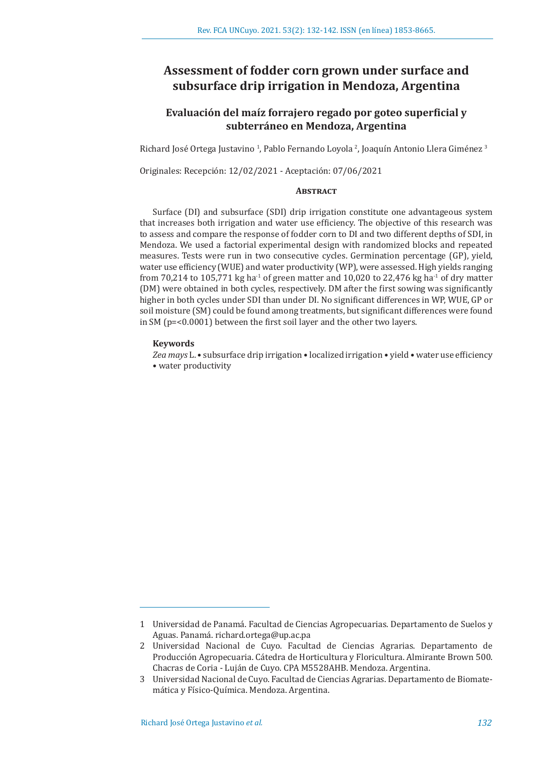# Assessment of fodder corn grown under surface and subsurface drip irrigation in Mendoza, Argentina

## Evaluación del maíz forrajero regado por goteo superficial y subterráneo en Mendoza, Argentina

Richard José Ortega Justavino [1], Pablo Fernando Loyola [2], Joaquín Antonio Llera Giménez [3]

Originales: Recepción: 12/02/2021 - Aceptación: 07/06/2021

### Abstract

Surface (DI) and subsurface (SDI) drip irrigation constitute one advantageous system that increases both irrigation and water use efficiency. The objective of this research was to assess and compare the response of fodder corn to DI and two different depths of SDI, in Mendoza. We used a factorial experimental design with randomized blocks and repeated measures. Tests were run in two consecutive cycles. Germination percentage (GP), yield, water use efficiency (WUE) and water productivity (WP), were assessed. High yields ranging from 70,214 to 105,771 kg $ha^{-1}$ of green matter and 10,020 to 22,476 kg $ha^{-1}$ of dry matter (DM) were obtained in both cycles, respectively. DM after the first sowing was significantly higher in both cycles under SDI than under DI. No significant differences in WP, WUE, GP or soil moisture (SM) could be found among treatments, but significant differences were found in SM ($p=<0.0001$) between the first soil layer and the other two layers.

**Keywords**

*Zea mays* L. • subsurface drip irrigation • localized irrigation • yield • water use efficiency • water productivity

---

1 Universidad de Panamá. Facultad de Ciencias Agropecuarias. Departamento de Suelos y Aguas. Panamá. richard.ortega@up.ac.pa

2 Universidad Nacional de Cuyo. Facultad de Ciencias Agrarias. Departamento de Producción Agropecuaria. Cátedra de Horticultura y Floricultura. Almirante Brown 500. Chacras de Coria - Luján de Cuyo. CPA M5528AHB. Mendoza. Argentina.

3 Universidad Nacional de Cuyo. Facultad de Ciencias Agrarias. Departamento de Biomatemática y Físico-Química. Mendoza. Argentina.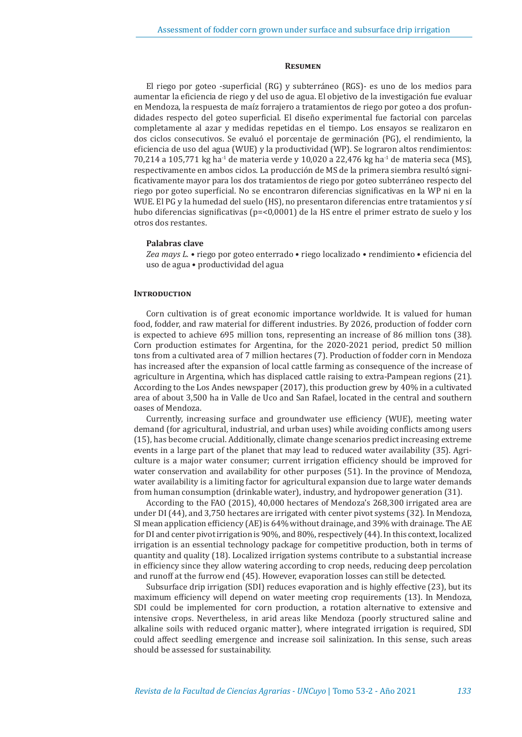### Resumen

El riego por goteo -superficial (RG) y subterráneo (RGS)- es uno de los medios para aumentar la eficiencia de riego y del uso de agua. El objetivo de la investigación fue evaluar en Mendoza, la respuesta de maíz forrajero a tratamientos de riego por goteo a dos profundidades respecto del goteo superficial. El diseño experimental fue factorial con parcelas completamente al azar y medidas repetidas en el tiempo. Los ensayos se realizaron en dos ciclos consecutivos. Se evaluó el porcentaje de germinación (PG), el rendimiento, la eficiencia de uso del agua (WUE) y la productividad (WP). Se lograron altos rendimientos: 70,214 a 105,771 kg ha$^{-1}$ de materia verde y 10,020 a 22,476 kg ha$^{-1}$ de materia seca (MS), respectivamente en ambos ciclos. La producción de MS de la primera siembra resultó significativamente mayor para los dos tratamientos de riego por goteo subterráneo respecto del riego por goteo superficial. No se encontraron diferencias significativas en la WP ni en la WUE. El PG y la humedad del suelo (HS), no presentaron diferencias entre tratamientos y sí hubo diferencias significativas ($p=<0,0001$) de la HS entre el primer estrato de suelo y los otros dos restantes.

#### Palabras clave

*Zea mays L.* • riego por goteo enterrado • riego localizado • rendimiento • eficiencia del uso de agua • productividad del agua

## Introduction

Corn cultivation is of great economic importance worldwide. It is valued for human food, fodder, and raw material for different industries. By 2026, production of fodder corn is expected to achieve 695 million tons, representing an increase of 86 million tons (38). Corn production estimates for Argentina, for the 2020-2021 period, predict 50 million tons from a cultivated area of 7 million hectares (7). Production of fodder corn in Mendoza has increased after the expansion of local cattle farming as consequence of the increase of agriculture in Argentina, which has displaced cattle raising to extra-Pampean regions (21). According to the Los Andes newspaper (2017), this production grew by 40% in a cultivated area of about 3,500 ha in Valle de Uco and San Rafael, located in the central and southern oases of Mendoza.

Currently, increasing surface and groundwater use efficiency (WUE), meeting water demand (for agricultural, industrial, and urban uses) while avoiding conflicts among users (15), has become crucial. Additionally, climate change scenarios predict increasing extreme events in a large part of the planet that may lead to reduced water availability (35). Agriculture is a major water consumer; current irrigation efficiency should be improved for water conservation and availability for other purposes (51). In the province of Mendoza, water availability is a limiting factor for agricultural expansion due to large water demands from human consumption (drinkable water), industry, and hydropower generation (31).

According to the FAO (2015), 40,000 hectares of Mendoza's 268,300 irrigated area are under DI (44), and 3,750 hectares are irrigated with center pivot systems (32). In Mendoza, SI mean application efficiency (AE) is 64% without drainage, and 39% with drainage. The AE for DI and center pivot irrigation is 90%, and 80%, respectively (44). In this context, localized irrigation is an essential technology package for competitive production, both in terms of quantity and quality (18). Localized irrigation systems contribute to a substantial increase in efficiency since they allow watering according to crop needs, reducing deep percolation and runoff at the furrow end (45). However, evaporation losses can still be detected.

Subsurface drip irrigation (SDI) reduces evaporation and is highly effective (23), but its maximum efficiency will depend on water meeting crop requirements (13). In Mendoza, SDI could be implemented for corn production, a rotation alternative to extensive and intensive crops. Nevertheless, in arid areas like Mendoza (poorly structured saline and alkaline soils with reduced organic matter), where integrated irrigation is required, SDI could affect seedling emergence and increase soil salinization. In this sense, such areas should be assessed for sustainability.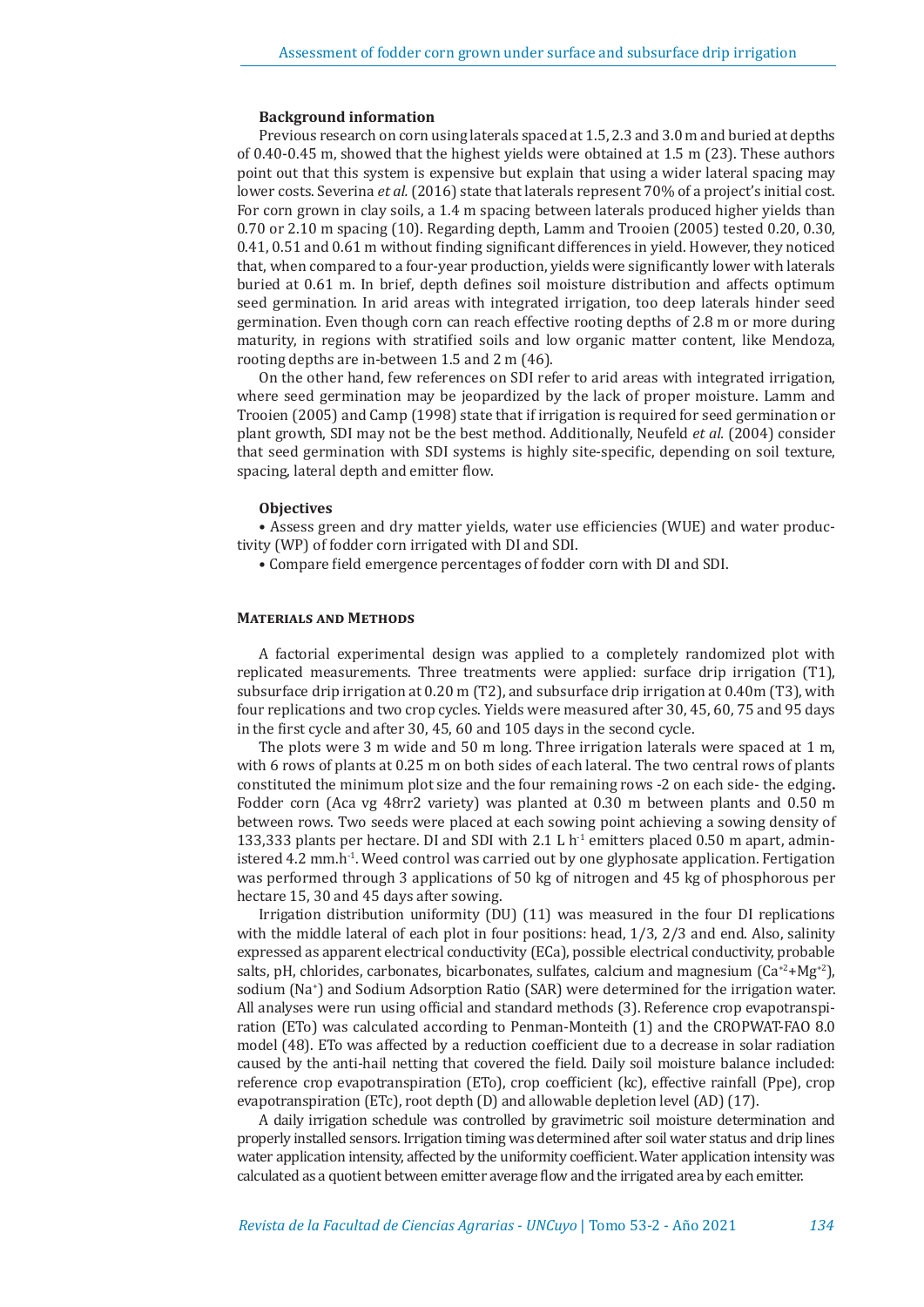### Background information

Previous research on corn using laterals spaced at 1.5, 2.3 and 3.0 m and buried at depths of 0.40-0.45 m, showed that the highest yields were obtained at 1.5 m (23). These authors point out that this system is expensive but explain that using a wider lateral spacing may lower costs. Severina *et al.* (2016) state that laterals represent 70% of a project's initial cost. For corn grown in clay soils, a 1.4 m spacing between laterals produced higher yields than 0.70 or 2.10 m spacing (10). Regarding depth, Lamm and Trooien (2005) tested 0.20, 0.30, 0.41, 0.51 and 0.61 m without finding significant differences in yield. However, they noticed that, when compared to a four-year production, yields were significantly lower with laterals buried at 0.61 m. In brief, depth defines soil moisture distribution and affects optimum seed germination. In arid areas with integrated irrigation, too deep laterals hinder seed germination. Even though corn can reach effective rooting depths of 2.8 m or more during maturity, in regions with stratified soils and low organic matter content, like Mendoza, rooting depths are in-between 1.5 and 2 m (46).

On the other hand, few references on SDI refer to arid areas with integrated irrigation, where seed germination may be jeopardized by the lack of proper moisture. Lamm and Trooien (2005) and Camp (1998) state that if irrigation is required for seed germination or plant growth, SDI may not be the best method. Additionally, Neufeld *et al.* (2004) consider that seed germination with SDI systems is highly site-specific, depending on soil texture, spacing, lateral depth and emitter flow.

### Objectives

- Assess green and dry matter yields, water use efficiencies (WUE) and water productivity (WP) of fodder corn irrigated with DI and SDI.
- Compare field emergence percentages of fodder corn with DI and SDI.

## Materials and Methods

A factorial experimental design was applied to a completely randomized plot with replicated measurements. Three treatments were applied: surface drip irrigation (T1), subsurface drip irrigation at 0.20 m (T2), and subsurface drip irrigation at 0.40m (T3), with four replications and two crop cycles. Yields were measured after 30, 45, 60, 75 and 95 days in the first cycle and after 30, 45, 60 and 105 days in the second cycle.

The plots were 3 m wide and 50 m long. Three irrigation laterals were spaced at 1 m, with 6 rows of plants at 0.25 m on both sides of each lateral. The two central rows of plants constituted the minimum plot size and the four remaining rows -2 on each side- the edging**.** Fodder corn (Aca vg 48rr2 variety) was planted at 0.30 m between plants and 0.50 m between rows. Two seeds were placed at each sowing point achieving a sowing density of 133,333 plants per hectare. DI and SDI with 2.1 L $h^{-1}$ emitters placed 0.50 m apart, administered 4.2 $mm.h^{-1}$. Weed control was carried out by one glyphosate application. Fertigation was performed through 3 applications of 50 kg of nitrogen and 45 kg of phosphorous per hectare 15, 30 and 45 days after sowing.

Irrigation distribution uniformity (DU) (11) was measured in the four DI replications with the middle lateral of each plot in four positions: head, 1/3, 2/3 and end. Also, salinity expressed as apparent electrical conductivity (ECa), possible electrical conductivity, probable salts, pH, chlorides, carbonates, bicarbonates, sulfates, calcium and magnesium ($Ca^{+2}$+$Mg^{+2}$), sodium ($Na^{+}$) and Sodium Adsorption Ratio (SAR) were determined for the irrigation water. All analyses were run using official and standard methods (3). Reference crop evapotranspiration (ETo) was calculated according to Penman-Monteith (1) and the CROPWAT-FAO 8.0 model (48). ETo was affected by a reduction coefficient due to a decrease in solar radiation caused by the anti-hail netting that covered the field. Daily soil moisture balance included: reference crop evapotranspiration (ETo), crop coefficient (kc), effective rainfall (Ppe), crop evapotranspiration (ETc), root depth (D) and allowable depletion level (AD) (17).

A daily irrigation schedule was controlled by gravimetric soil moisture determination and properly installed sensors. Irrigation timing was determined after soil water status and drip lines water application intensity, affected by the uniformity coefficient. Water application intensity was calculated as a quotient between emitter average flow and the irrigated area by each emitter.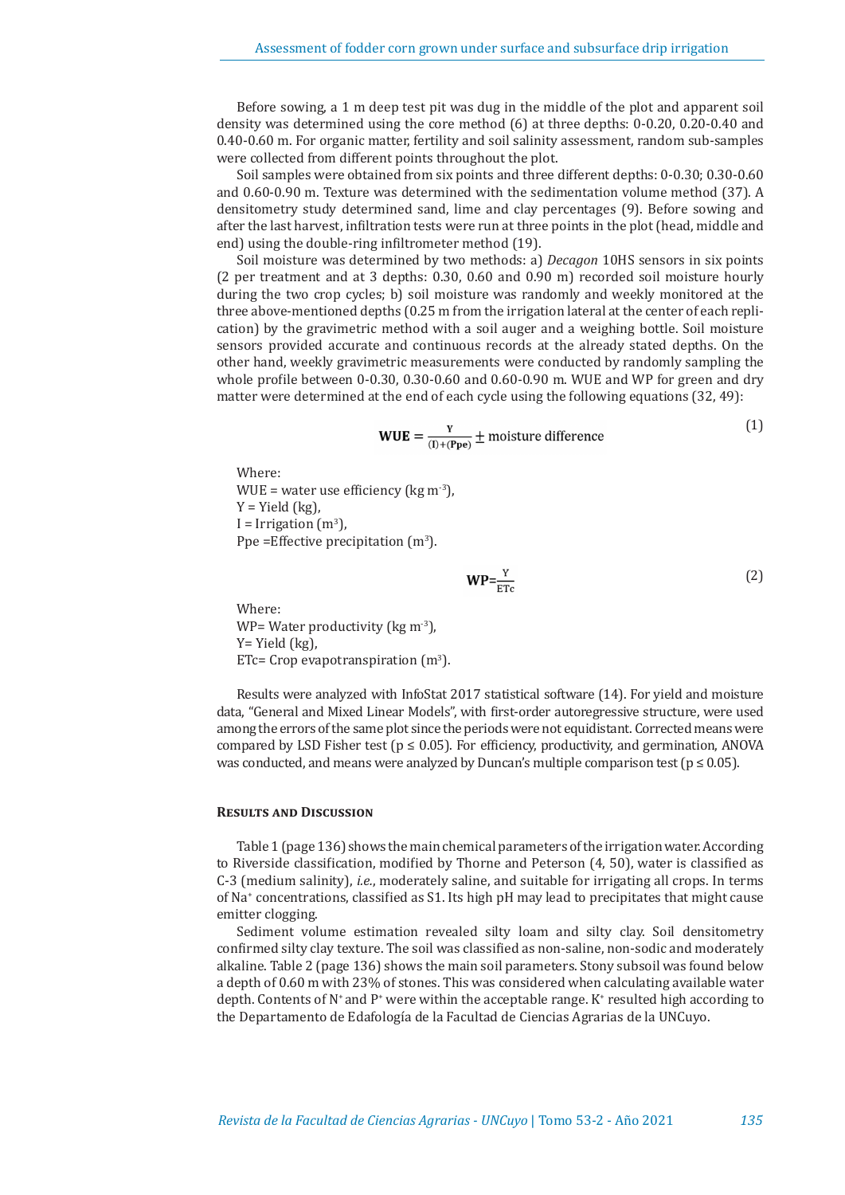Before sowing, a 1 m deep test pit was dug in the middle of the plot and apparent soil density was determined using the core method (6) at three depths: 0-0.20, 0.20-0.40 and 0.40-0.60 m. For organic matter, fertility and soil salinity assessment, random sub-samples were collected from different points throughout the plot.

Soil samples were obtained from six points and three different depths: 0-0.30; 0.30-0.60 and 0.60-0.90 m. Texture was determined with the sedimentation volume method (37). A densitometry study determined sand, lime and clay percentages (9). Before sowing and after the last harvest, infiltration tests were run at three points in the plot (head, middle and end) using the double-ring infiltrometer method (19).

Soil moisture was determined by two methods: a) *Decagon* 10HS sensors in six points (2 per treatment and at 3 depths: 0.30, 0.60 and 0.90 m) recorded soil moisture hourly during the two crop cycles; b) soil moisture was randomly and weekly monitored at the three above-mentioned depths (0.25 m from the irrigation lateral at the center of each replication) by the gravimetric method with a soil auger and a weighing bottle. Soil moisture sensors provided accurate and continuous records at the already stated depths. On the other hand, weekly gravimetric measurements were conducted by randomly sampling the whole profile between 0-0.30, 0.30-0.60 and 0.60-0.90 m. WUE and WP for green and dry matter were determined at the end of each cycle using the following equations (32, 49):

$$\mathbf{WUE} = \frac{\mathrm{Y}}{(\mathrm{I})+(\mathrm{Ppe})} \pm \text{moisture difference} \tag{1}$$

Where:
WUE = water use efficiency (kg $m^{-3}$),
Y = Yield (kg),
I = Irrigation ($m^3$),
Ppe =Effective precipitation ($m^3$).

$$\mathbf{WP} = \frac{\mathrm{Y}}{\mathrm{ETc}} \tag{2}$$

Where:
WP= Water productivity (kg $m^{-3}$),
Y= Yield (kg),
ETc= Crop evapotranspiration ($m^3$).

Results were analyzed with InfoStat 2017 statistical software (14). For yield and moisture data, "General and Mixed Linear Models", with first-order autoregressive structure, were used among the errors of the same plot since the periods were not equidistant. Corrected means were compared by LSD Fisher test ($p \leq 0.05$). For efficiency, productivity, and germination, ANOVA was conducted, and means were analyzed by Duncan's multiple comparison test ($p \leq 0.05$).

## Results and Discussion

Table 1 (page 136) shows the main chemical parameters of the irrigation water. According to Riverside classification, modified by Thorne and Peterson (4, 50), water is classified as C-3 (medium salinity), *i.e.*, moderately saline, and suitable for irrigating all crops. In terms of $Na^+$ concentrations, classified as S1. Its high pH may lead to precipitates that might cause emitter clogging.

Sediment volume estimation revealed silty loam and silty clay. Soil densitometry confirmed silty clay texture. The soil was classified as non-saline, non-sodic and moderately alkaline. Table 2 (page 136) shows the main soil parameters. Stony subsoil was found below a depth of 0.60 m with 23% of stones. This was considered when calculating available water depth. Contents of $N^+$ and $P^+$ were within the acceptable range. $K^+$ resulted high according to the Departamento de Edafología de la Facultad de Ciencias Agrarias de la UNCuyo.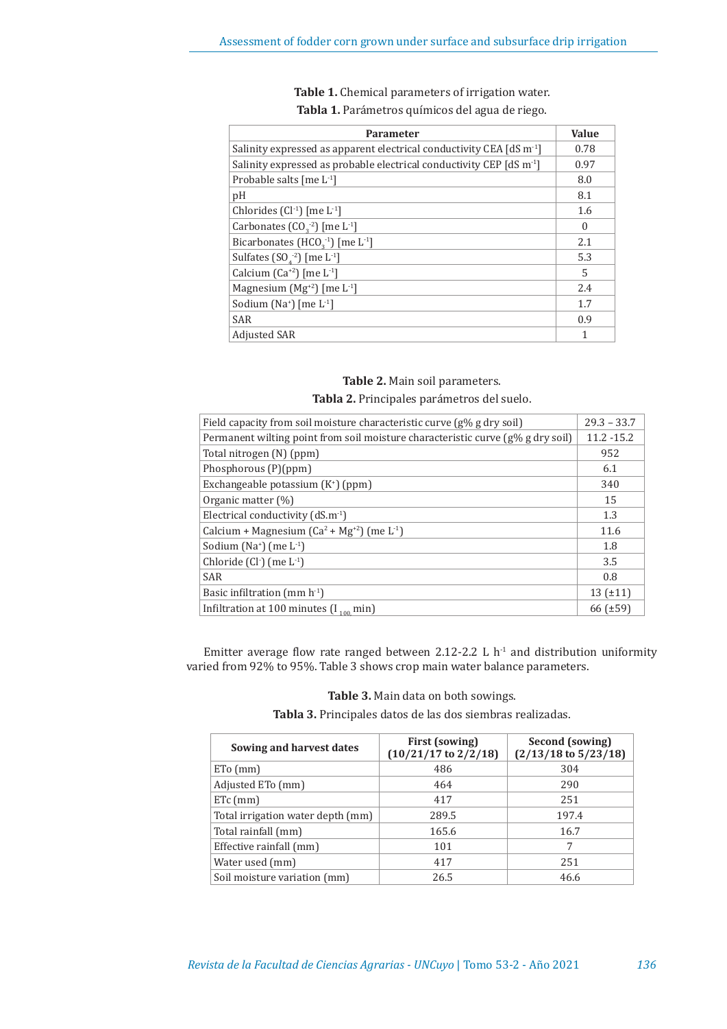**Table 1.** Chemical parameters of irrigation water.

**Tabla 1.** Parámetros químicos del agua de riego.

| Parameter | Value |
|---|---|
| Salinity expressed as apparent electrical conductivity CEA [dS $m^{-1}$] | 0.78 |
| Salinity expressed as probable electrical conductivity CEP [dS $m^{-1}$] | 0.97 |
| Probable salts [me $L^{-1}$] | 8.0 |
| pH | 8.1 |
| Chlorides ($Cl^{-1}$) [me $L^{-1}$] | 1.6 |
| Carbonates ($CO_3^{-2}$) [me $L^{-1}$] | 0 |
| Bicarbonates ($HCO_3^{-1}$) [me $L^{-1}$] | 2.1 |
| Sulfates ($SO_4^{-2}$) [me $L^{-1}$] | 5.3 |
| Calcium ($Ca^{+2}$) [me $L^{-1}$] | 5 |
| Magnesium ($Mg^{+2}$) [me $L^{-1}$] | 2.4 |
| Sodium ($Na^{+}$) [me $L^{-1}$] | 1.7 |
| SAR | 0.9 |
| Adjusted SAR | 1 |

**Table 2.** Main soil parameters.

**Tabla 2.** Principales parámetros del suelo.

| Parameter | Value |
|---|---|
| Field capacity from soil moisture characteristic curve (g% g dry soil) | 29.3 – 33.7 |
| Permanent wilting point from soil moisture characteristic curve (g% g dry soil) | 11.2 -15.2 |
| Total nitrogen (N) (ppm) | 952 |
| Phosphorous (P)(ppm) | 6.1 |
| Exchangeable potassium ($K^{+}$) (ppm) | 340 |
| Organic matter (%) | 15 |
| Electrical conductivity (dS.$m^{-1}$) | 1.3 |
| Calcium + Magnesium ($Ca^{2}$ + $Mg^{+2}$) (me $L^{-1}$) | 11.6 |
| Sodium ($Na^{+}$) (me $L^{-1}$) | 1.8 |
| Chloride ($Cl^{-}$) (me $L^{-1}$) | 3.5 |
| SAR | 0.8 |
| Basic infiltration (mm $h^{-1}$) | 13 (±11) |
| Infiltration at 100 minutes ($I_{100,}$ min) | 66 (±59) |

Emitter average flow rate ranged between 2.12-2.2 L $h^{-1}$ and distribution uniformity varied from 92% to 95%. Table 3 shows crop main water balance parameters.

**Table 3.** Main data on both sowings.

**Tabla 3.** Principales datos de las dos siembras realizadas.

| Sowing and harvest dates | First (sowing) (10/21/17 to 2/2/18) | Second (sowing) (2/13/18 to 5/23/18) |
|---|---|---|
| ETo (mm) | 486 | 304 |
| Adjusted ETo (mm) | 464 | 290 |
| ETc (mm) | 417 | 251 |
| Total irrigation water depth (mm) | 289.5 | 197.4 |
| Total rainfall (mm) | 165.6 | 16.7 |
| Effective rainfall (mm) | 101 | 7 |
| Water used (mm) | 417 | 251 |
| Soil moisture variation (mm) | 26.5 | 46.6 |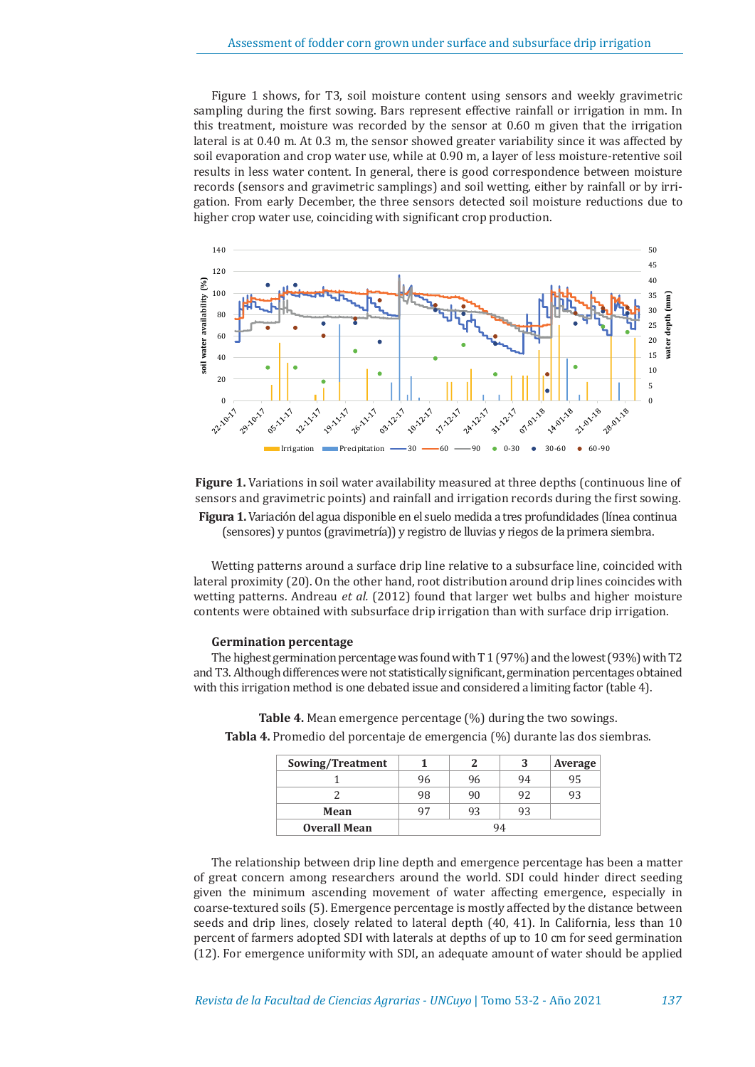Figure 1 shows, for T3, soil moisture content using sensors and weekly gravimetric sampling during the first sowing. Bars represent effective rainfall or irrigation in mm. In this treatment, moisture was recorded by the sensor at 0.60 m given that the irrigation lateral is at 0.40 m. At 0.3 m, the sensor showed greater variability since it was affected by soil evaporation and crop water use, while at 0.90 m, a layer of less moisture-retentive soil results in less water content. In general, there is good correspondence between moisture records (sensors and gravimetric samplings) and soil wetting, either by rainfall or by irrigation. From early December, the three sensors detected soil moisture reductions due to higher crop water use, coinciding with significant crop production.

**Figure 1.** Variations in soil water availability measured at three depths (continuous line of sensors and gravimetric points) and rainfall and irrigation records during the first sowing.

**Figura 1.** Variación del agua disponible en el suelo medida a tres profundidades (línea continua (sensores) y puntos (gravimetría)) y registro de lluvias y riegos de la primera siembra.

Wetting patterns around a surface drip line relative to a subsurface line, coincided with lateral proximity (20). On the other hand, root distribution around drip lines coincides with wetting patterns. Andreau *et al.* (2012) found that larger wet bulbs and higher moisture contents were obtained with subsurface drip irrigation than with surface drip irrigation.

### Germination percentage

The highest germination percentage was found with T 1 (97%) and the lowest (93%) with T2 and T3. Although differences were not statistically significant, germination percentages obtained with this irrigation method is one debated issue and considered a limiting factor (table 4).

**Table 4.** Mean emergence percentage (%) during the two sowings.

**Tabla 4.** Promedio del porcentaje de emergencia (%) durante las dos siembras.

| Sowing/Treatment | 1 | 2 | 3 | Average |
|---|---|---|---|---|
| 1 | 96 | 96 | 94 | 95 |
| 2 | 98 | 90 | 92 | 93 |
| **Mean** | 97 | 93 | 93 | |
| **Overall Mean** | 94 | | | |

The relationship between drip line depth and emergence percentage has been a matter of great concern among researchers around the world. SDI could hinder direct seeding given the minimum ascending movement of water affecting emergence, especially in coarse-textured soils (5). Emergence percentage is mostly affected by the distance between seeds and drip lines, closely related to lateral depth (40, 41). In California, less than 10 percent of farmers adopted SDI with laterals at depths of up to 10 cm for seed germination (12). For emergence uniformity with SDI, an adequate amount of water should be applied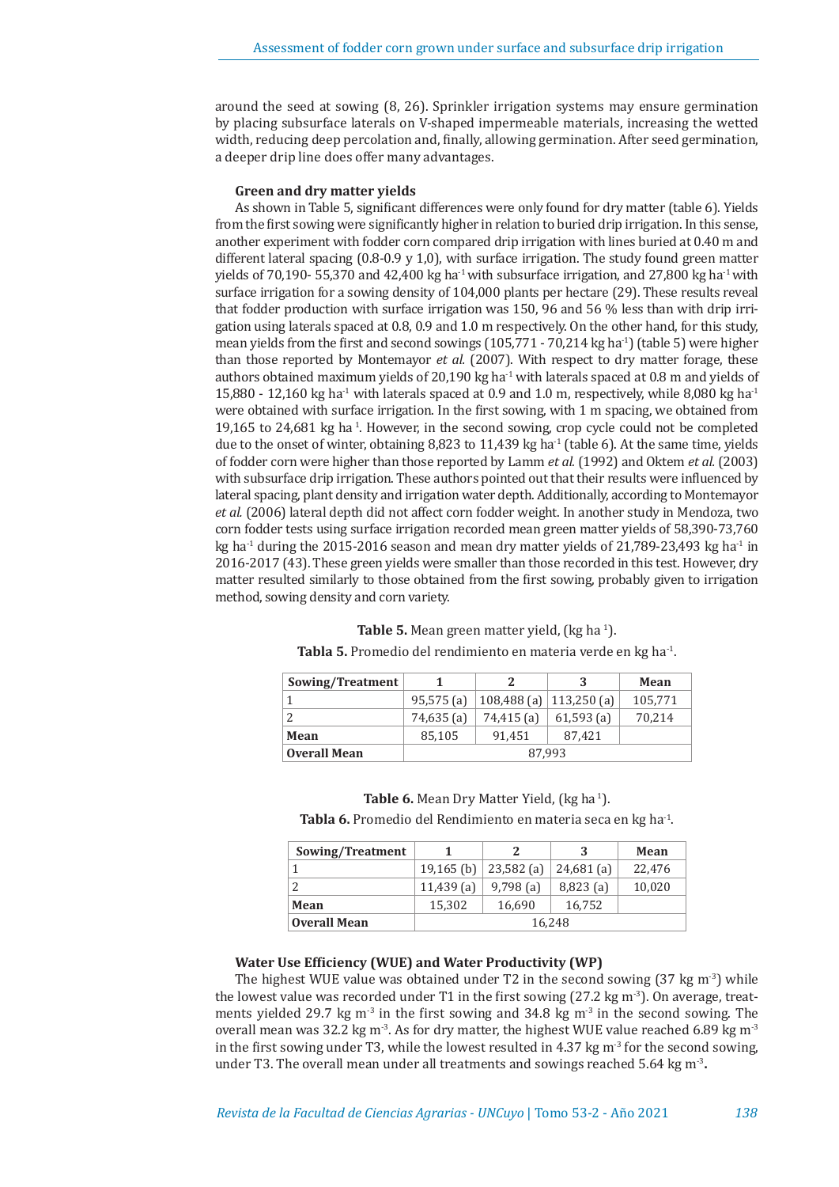around the seed at sowing (8, 26). Sprinkler irrigation systems may ensure germination by placing subsurface laterals on V-shaped impermeable materials, increasing the wetted width, reducing deep percolation and, finally, allowing germination. After seed germination, a deeper drip line does offer many advantages.

### Green and dry matter yields

As shown in Table 5, significant differences were only found for dry matter (table 6). Yields from the first sowing were significantly higher in relation to buried drip irrigation. In this sense, another experiment with fodder corn compared drip irrigation with lines buried at 0.40 m and different lateral spacing (0.8-0.9 y 1,0), with surface irrigation. The study found green matter yields of 70,190- 55,370 and 42,400 kg ha$^{-1}$ with subsurface irrigation, and 27,800 kg ha$^{-1}$ with surface irrigation for a sowing density of 104,000 plants per hectare (29). These results reveal that fodder production with surface irrigation was 150, 96 and 56 % less than with drip irrigation using laterals spaced at 0.8, 0.9 and 1.0 m respectively. On the other hand, for this study, mean yields from the first and second sowings (105,771 - 70,214 kg ha$^{-1}$) (table 5) were higher than those reported by Montemayor *et al.* (2007). With respect to dry matter forage, these authors obtained maximum yields of 20,190 kg ha$^{-1}$ with laterals spaced at 0.8 m and yields of 15,880 - 12,160 kg ha$^{-1}$ with laterals spaced at 0.9 and 1.0 m, respectively, while 8,080 kg ha$^{-1}$ were obtained with surface irrigation. In the first sowing, with 1 m spacing, we obtained from 19,165 to 24,681 kg ha$^{-1}$. However, in the second sowing, crop cycle could not be completed due to the onset of winter, obtaining 8,823 to 11,439 kg ha$^{-1}$ (table 6). At the same time, yields of fodder corn were higher than those reported by Lamm *et al.* (1992) and Oktem *et al.* (2003) with subsurface drip irrigation. These authors pointed out that their results were influenced by lateral spacing, plant density and irrigation water depth. Additionally, according to Montemayor *et al.* (2006) lateral depth did not affect corn fodder weight. In another study in Mendoza, two corn fodder tests using surface irrigation recorded mean green matter yields of 58,390-73,760 kg ha$^{-1}$ during the 2015-2016 season and mean dry matter yields of 21,789-23,493 kg ha$^{-1}$ in 2016-2017 (43). These green yields were smaller than those recorded in this test. However, dry matter resulted similarly to those obtained from the first sowing, probably given to irrigation method, sowing density and corn variety.

**Table 5.** Mean green matter yield, (kg ha$^{-1}$).

**Tabla 5.** Promedio del rendimiento en materia verde en kg ha$^{-1}$.

| Sowing/Treatment | 1 | 2 | 3 | Mean |
|---|---|---|---|---|
| 1 | 95,575 (a) | 108,488 (a) | 113,250 (a) | 105,771 |
| 2 | 74,635 (a) | 74,415 (a) | 61,593 (a) | 70,214 |
| **Mean** | 85,105 | 91,451 | 87,421 | |
| **Overall Mean** | 87,993 | | | |

**Table 6.** Mean Dry Matter Yield, (kg ha$^{-1}$).

**Tabla 6.** Promedio del Rendimiento en materia seca en kg ha$^{-1}$.

| Sowing/Treatment | 1 | 2 | 3 | Mean |
|---|---|---|---|---|
| 1 | 19,165 (b) | 23,582 (a) | 24,681 (a) | 22,476 |
| 2 | 11,439 (a) | 9,798 (a) | 8,823 (a) | 10,020 |
| **Mean** | 15,302 | 16,690 | 16,752 | |
| **Overall Mean** | 16,248 | | | |

### Water Use Efficiency (WUE) and Water Productivity (WP)

The highest WUE value was obtained under T2 in the second sowing (37 kg m$^{-3}$) while the lowest value was recorded under T1 in the first sowing (27.2 kg m$^{-3}$). On average, treatments yielded 29.7 kg m$^{-3}$ in the first sowing and 34.8 kg m$^{-3}$ in the second sowing. The overall mean was 32.2 kg m$^{-3}$. As for dry matter, the highest WUE value reached 6.89 kg m$^{-3}$ in the first sowing under T3, while the lowest resulted in 4.37 kg m$^{-3}$ for the second sowing, under T3. The overall mean under all treatments and sowings reached 5.64 kg m$^{-3}$.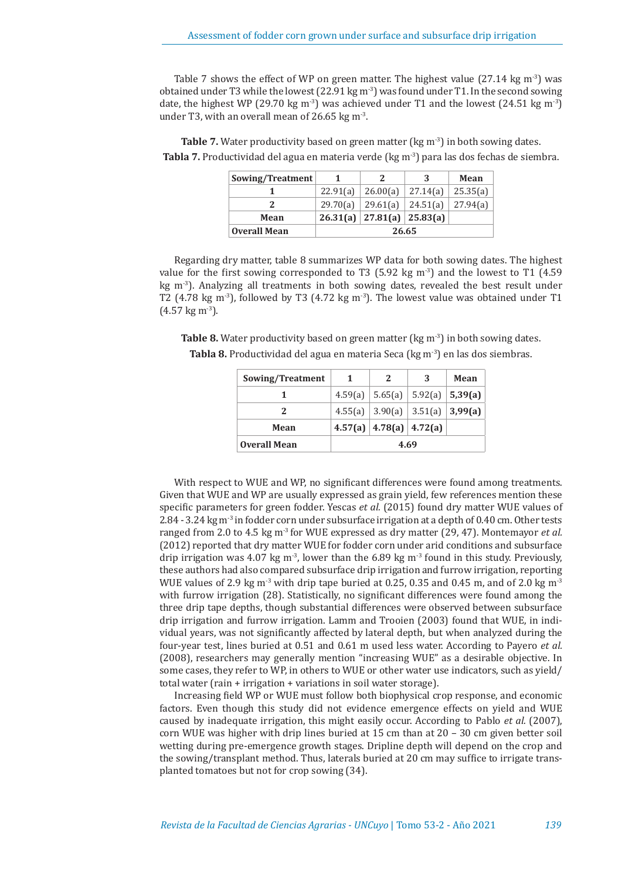Table 7 shows the effect of WP on green matter. The highest value (27.14 kg $m^{-3}$) was obtained under T3 while the lowest (22.91 kg $m^{-3}$) was found under T1. In the second sowing date, the highest WP (29.70 kg $m^{-3}$) was achieved under T1 and the lowest (24.51 kg $m^{-3}$) under T3, with an overall mean of 26.65 kg $m^{-3}$.

**Table 7.** Water productivity based on green matter (kg $m^{-3}$) in both sowing dates.
**Tabla 7.** Productividad del agua en materia verde (kg $m^{-3}$) para las dos fechas de siembra.

| Sowing/Treatment | 1 | 2 | 3 | Mean |
|---|---|---|---|---|
| **1** | 22.91(a) | 26.00(a) | 27.14(a) | 25.35(a) |
| **2** | 29.70(a) | 29.61(a) | 24.51(a) | 27.94(a) |
| **Mean** | **26.31(a)** | **27.81(a)** | **25.83(a)** | |
| **Overall Mean** | 26.65 | | | |

Regarding dry matter, table 8 summarizes WP data for both sowing dates. The highest value for the first sowing corresponded to T3 (5.92 kg $m^{-3}$) and the lowest to T1 (4.59 kg $m^{-3}$). Analyzing all treatments in both sowing dates, revealed the best result under T2 (4.78 kg $m^{-3}$), followed by T3 (4.72 kg $m^{-3}$). The lowest value was obtained under T1 (4.57 kg $m^{-3}$).

**Table 8.** Water productivity based on green matter (kg $m^{-3}$) in both sowing dates.
**Tabla 8.** Productividad del agua en materia Seca (kg $m^{-3}$) en las dos siembras.

| Sowing/Treatment | 1 | 2 | 3 | Mean |
|---|---|---|---|---|
| **1** | 4.59(a) | 5.65(a) | 5.92(a) | **5,39(a)** |
| **2** | 4.55(a) | 3.90(a) | 3.51(a) | **3,99(a)** |
| **Mean** | **4.57(a)** | **4.78(a)** | **4.72(a)** | |
| **Overall Mean** | 4.69 | | | |

With respect to WUE and WP, no significant differences were found among treatments. Given that WUE and WP are usually expressed as grain yield, few references mention these specific parameters for green fodder. Yescas *et al.* (2015) found dry matter WUE values of 2.84 - 3.24 kg $m^{-3}$ in fodder corn under subsurface irrigation at a depth of 0.40 cm. Other tests ranged from 2.0 to 4.5 kg $m^{-3}$ for WUE expressed as dry matter (29, 47). Montemayor *et al.* (2012) reported that dry matter WUE for fodder corn under arid conditions and subsurface drip irrigation was 4.07 kg $m^{-3}$, lower than the 6.89 kg $m^{-3}$ found in this study. Previously, these authors had also compared subsurface drip irrigation and furrow irrigation, reporting WUE values of 2.9 kg $m^{-3}$ with drip tape buried at 0.25, 0.35 and 0.45 m, and of 2.0 kg $m^{-3}$ with furrow irrigation (28). Statistically, no significant differences were found among the three drip tape depths, though substantial differences were observed between subsurface drip irrigation and furrow irrigation. Lamm and Trooien (2003) found that WUE, in individual years, was not significantly affected by lateral depth, but when analyzed during the four-year test, lines buried at 0.51 and 0.61 m used less water. According to Payero *et al.* (2008), researchers may generally mention "increasing WUE" as a desirable objective. In some cases, they refer to WP, in others to WUE or other water use indicators, such as yield/total water (rain + irrigation + variations in soil water storage).

Increasing field WP or WUE must follow both biophysical crop response, and economic factors. Even though this study did not evidence emergence effects on yield and WUE caused by inadequate irrigation, this might easily occur. According to Pablo *et al.* (2007), corn WUE was higher with drip lines buried at 15 cm than at 20 – 30 cm given better soil wetting during pre-emergence growth stages. Dripline depth will depend on the crop and the sowing/transplant method. Thus, laterals buried at 20 cm may suffice to irrigate transplanted tomatoes but not for crop sowing (34).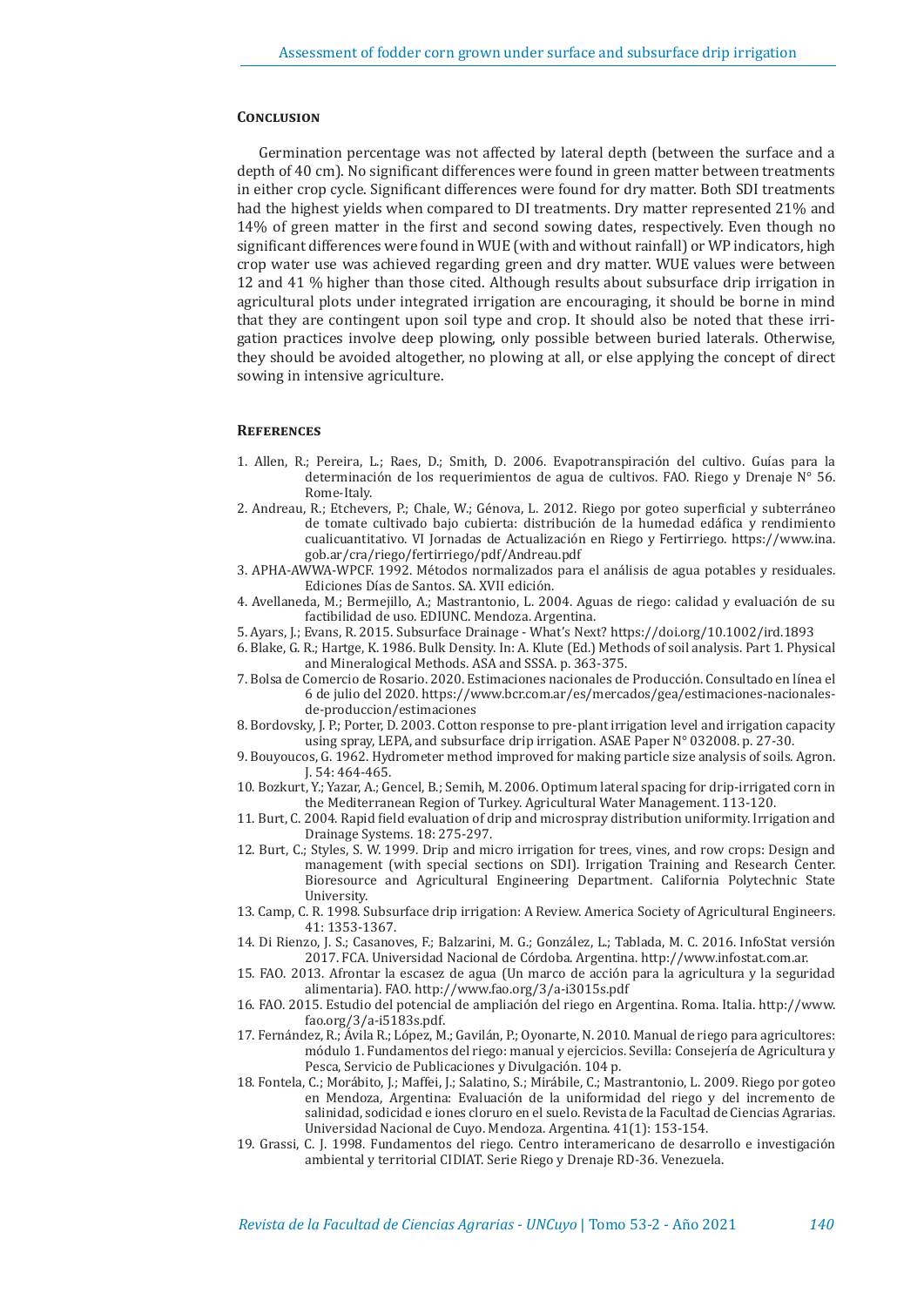## Conclusion

Germination percentage was not affected by lateral depth (between the surface and a depth of 40 cm). No significant differences were found in green matter between treatments in either crop cycle. Significant differences were found for dry matter. Both SDI treatments had the highest yields when compared to DI treatments. Dry matter represented 21% and 14% of green matter in the first and second sowing dates, respectively. Even though no significant differences were found in WUE (with and without rainfall) or WP indicators, high crop water use was achieved regarding green and dry matter. WUE values were between 12 and 41 % higher than those cited. Although results about subsurface drip irrigation in agricultural plots under integrated irrigation are encouraging, it should be borne in mind that they are contingent upon soil type and crop. It should also be noted that these irrigation practices involve deep plowing, only possible between buried laterals. Otherwise, they should be avoided altogether, no plowing at all, or else applying the concept of direct sowing in intensive agriculture.

## References

1. Allen, R.; Pereira, L.; Raes, D.; Smith, D. 2006. Evapotranspiración del cultivo. Guías para la determinación de los requerimientos de agua de cultivos. FAO. Riego y Drenaje N° 56. Rome-Italy.
2. Andreau, R.; Etchevers, P.; Chale, W.; Génova, L. 2012. Riego por goteo superficial y subterráneo de tomate cultivado bajo cubierta: distribución de la humedad edáfica y rendimiento cualicuantitativo. VI Jornadas de Actualización en Riego y Fertirriego. https://www.ina.gob.ar/cra/riego/fertirriego/pdf/Andreau.pdf
3. APHA-AWWA-WPCF. 1992. Métodos normalizados para el análisis de agua potables y residuales. Ediciones Días de Santos. SA. XVII edición.
4. Avellaneda, M.; Bermejillo, A.; Mastrantonio, L. 2004. Aguas de riego: calidad y evaluación de su factibilidad de uso. EDIUNC. Mendoza. Argentina.
5. Ayars, J.; Evans, R. 2015. Subsurface Drainage - What's Next? https://doi.org/10.1002/ird.1893
6. Blake, G. R.; Hartge, K. 1986. Bulk Density. In: A. Klute (Ed.) Methods of soil analysis. Part 1. Physical and Mineralogical Methods. ASA and SSSA. p. 363-375.
7. Bolsa de Comercio de Rosario. 2020. Estimaciones nacionales de Producción. Consultado en línea el 6 de julio del 2020. https://www.bcr.com.ar/es/mercados/gea/estimaciones-nacionales-de-produccion/estimaciones
8. Bordovsky, J. P.; Porter, D. 2003. Cotton response to pre-plant irrigation level and irrigation capacity using spray, LEPA, and subsurface drip irrigation. ASAE Paper N° 032008. p. 27-30.
9. Bouyoucos, G. 1962. Hydrometer method improved for making particle size analysis of soils. Agron. J. 54: 464-465.
10. Bozkurt, Y.; Yazar, A.; Gencel, B.; Semih, M. 2006. Optimum lateral spacing for drip-irrigated corn in the Mediterranean Region of Turkey. Agricultural Water Management. 113-120.
11. Burt, C. 2004. Rapid field evaluation of drip and microspray distribution uniformity. Irrigation and Drainage Systems. 18: 275-297.
12. Burt, C.; Styles, S. W. 1999. Drip and micro irrigation for trees, vines, and row crops: Design and management (with special sections on SDI). Irrigation Training and Research Center. Bioresource and Agricultural Engineering Department. California Polytechnic State University.
13. Camp, C. R. 1998. Subsurface drip irrigation: A Review. America Society of Agricultural Engineers. 41: 1353-1367.
14. Di Rienzo, J. S.; Casanoves, F.; Balzarini, M. G.; González, L.; Tablada, M. C. 2016. InfoStat versión 2017. FCA. Universidad Nacional de Córdoba. Argentina. http://www.infostat.com.ar.
15. FAO. 2013. Afrontar la escasez de agua (Un marco de acción para la agricultura y la seguridad alimentaria). FAO. http://www.fao.org/3/a-i3015s.pdf
16. FAO. 2015. Estudio del potencial de ampliación del riego en Argentina. Roma. Italia. http://www.fao.org/3/a-i5183s.pdf.
17. Fernández, R.; Ávila R.; López, M.; Gavilán, P.; Oyonarte, N. 2010. Manual de riego para agricultores: módulo 1. Fundamentos del riego: manual y ejercicios. Sevilla: Consejería de Agricultura y Pesca, Servicio de Publicaciones y Divulgación. 104 p.
18. Fontela, C.; Morábito, J.; Maffei, J.; Salatino, S.; Mirábile, C.; Mastrantonio, L. 2009. Riego por goteo en Mendoza, Argentina: Evaluación de la uniformidad del riego y del incremento de salinidad, sodicidad e iones cloruro en el suelo. Revista de la Facultad de Ciencias Agrarias. Universidad Nacional de Cuyo. Mendoza. Argentina. 41(1): 153-154.
19. Grassi, C. J. 1998. Fundamentos del riego. Centro interamericano de desarrollo e investigación ambiental y territorial CIDIAT. Serie Riego y Drenaje RD-36. Venezuela.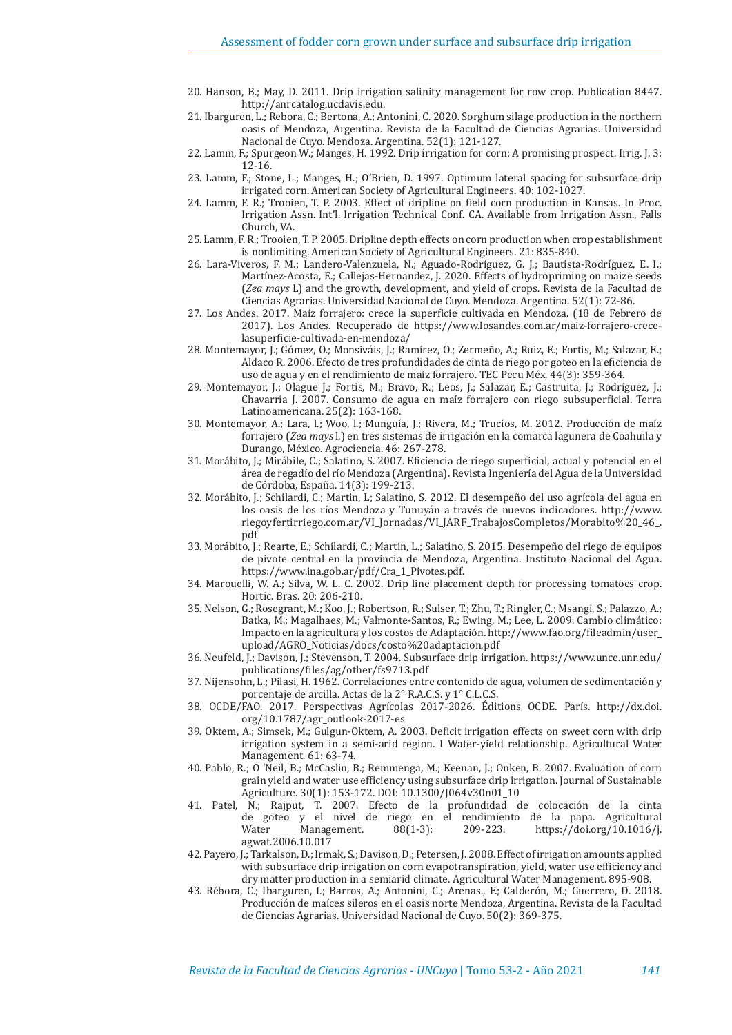20. Hanson, B.; May, D. 2011. Drip irrigation salinity management for row crop. Publication 8447. http://anrcatalog.ucdavis.edu.
21. Ibarguren, L.; Rebora, C.; Bertona, A.; Antonini, C. 2020. Sorghum silage production in the northern oasis of Mendoza, Argentina. Revista de la Facultad de Ciencias Agrarias. Universidad Nacional de Cuyo. Mendoza. Argentina. 52(1): 121-127.
22. Lamm, F.; Spurgeon W.; Manges, H. 1992. Drip irrigation for corn: A promising prospect. Irrig. J. 3: 12-16.
23. Lamm, F.; Stone, L.; Manges, H.; O'Brien, D. 1997. Optimum lateral spacing for subsurface drip irrigated corn. American Society of Agricultural Engineers. 40: 102-1027.
24. Lamm, F. R.; Trooien, T. P. 2003. Effect of dripline on field corn production in Kansas. In Proc. Irrigation Assn. Int'l. Irrigation Technical Conf. CA. Available from Irrigation Assn., Falls Church, VA.
25. Lamm, F. R.; Trooien, T. P. 2005. Dripline depth effects on corn production when crop establishment is nonlimiting. American Society of Agricultural Engineers. 21: 835-840.
26. Lara-Viveros, F. M.; Landero-Valenzuela, N.; Aguado-Rodríguez, G. J.; Bautista-Rodríguez, E. I.; Martínez-Acosta, E.; Callejas-Hernandez, J. 2020. Effects of hydropriming on maize seeds (*Zea mays* L) and the growth, development, and yield of crops. Revista de la Facultad de Ciencias Agrarias. Universidad Nacional de Cuyo. Mendoza. Argentina. 52(1): 72-86.
27. Los Andes. 2017. Maíz forrajero: crece la superficie cultivada en Mendoza. (18 de Febrero de 2017). Los Andes. Recuperado de https://www.losandes.com.ar/maiz-forrajero-crece-lasuperficie-cultivada-en-mendoza/
28. Montemayor, J.; Gómez, O.; Monsiváis, J.; Ramírez, O.; Zermeño, A.; Ruiz, E.; Fortis, M.; Salazar, E.; Aldaco R. 2006. Efecto de tres profundidades de cinta de riego por goteo en la eficiencia de uso de agua y en el rendimiento de maíz forrajero. TEC Pecu Méx. 44(3): 359-364.
29. Montemayor, J.; Olague J.; Fortis, M.; Bravo, R.; Leos, J.; Salazar, E.; Castruita, J.; Rodríguez, J.; Chavarría J. 2007. Consumo de agua en maíz forrajero con riego subsuperficial. Terra Latinoamericana. 25(2): 163-168.
30. Montemayor, A.; Lara, l.; Woo, l.; Munguía, J.; Rivera, M.; Trucíos, M. 2012. Producción de maíz forrajero (*Zea mays* l.) en tres sistemas de irrigación en la comarca lagunera de Coahuila y Durango, México. Agrociencia. 46: 267-278.
31. Morábito, J.; Mirábile, C.; Salatino, S. 2007. Eficiencia de riego superficial, actual y potencial en el área de regadío del río Mendoza (Argentina). Revista Ingeniería del Agua de la Universidad de Córdoba, España. 14(3): 199-213.
32. Morábito, J.; Schilardi, C.; Martin, L; Salatino, S. 2012. El desempeño del uso agrícola del agua en los oasis de los ríos Mendoza y Tunuyán a través de nuevos indicadores. http://www.riegoyfertirriego.com.ar/VI_Jornadas/VI_JARF_TrabajosCompletos/Morabito%20_46_.pdf
33. Morábito, J.; Rearte, E.; Schilardi, C.; Martin, L.; Salatino, S. 2015. Desempeño del riego de equipos de pivote central en la provincia de Mendoza, Argentina. Instituto Nacional del Agua. https://www.ina.gob.ar/pdf/Cra_1_Pivotes.pdf.
34. Marouelli, W. A.; Silva, W. L. C. 2002. Drip line placement depth for processing tomatoes crop. Hortic. Bras. 20: 206-210.
35. Nelson, G.; Rosegrant, M.; Koo, J.; Robertson, R.; Sulser, T.; Zhu, T.; Ringler, C.; Msangi, S.; Palazzo, A.; Batka, M.; Magalhaes, M.; Valmonte-Santos, R.; Ewing, M.; Lee, L. 2009. Cambio climático: Impacto en la agricultura y los costos de Adaptación. http://www.fao.org/fileadmin/user_upload/AGRO_Noticias/docs/costo%20adaptacion.pdf
36. Neufeld, J.; Davison, J.; Stevenson, T. 2004. Subsurface drip irrigation. https://www.unce.unr.edu/publications/files/ag/other/fs9713.pdf
37. Nijensohn, L.; Pilasi, H. 1962. Correlaciones entre contenido de agua, volumen de sedimentación y porcentaje de arcilla. Actas de la 2° R.A.C.S. y 1° C.L.C.S.
38. OCDE/FAO. 2017. Perspectivas Agrícolas 2017-2026. Éditions OCDE. París. http://dx.doi.org/10.1787/agr_outlook-2017-es
39. Oktem, A.; Simsek, M.; Gulgun-Oktem, A. 2003. Deficit irrigation effects on sweet corn with drip irrigation system in a semi-arid region. I Water-yield relationship. Agricultural Water Management. 61: 63-74.
40. Pablo, R.; O 'Neil, B.; McCaslin, B.; Remmenga, M.; Keenan, J.; Onken, B. 2007. Evaluation of corn grain yield and water use efficiency using subsurface drip irrigation. Journal of Sustainable Agriculture. 30(1): 153-172. DOI: 10.1300/J064v30n01_10
41. Patel, N.; Rajput, T. 2007. Efecto de la profundidad de colocación de la cinta de goteo y el nivel de riego en el rendimiento de la papa. Agricultural Water Management. 88(1-3): 209-223. https://doi.org/10.1016/j.agwat.2006.10.017
42. Payero, J.; Tarkalson, D.; Irmak, S.; Davison, D.; Petersen, J. 2008. Effect of irrigation amounts applied with subsurface drip irrigation on corn evapotranspiration, yield, water use efficiency and dry matter production in a semiarid climate. Agricultural Water Management. 895-908.
43. Rébora, C.; Ibarguren, I.; Barros, A.; Antonini, C.; Arenas., F.; Calderón, M.; Guerrero, D. 2018. Producción de maíces sileros en el oasis norte Mendoza, Argentina. Revista de la Facultad de Ciencias Agrarias. Universidad Nacional de Cuyo. 50(2): 369-375.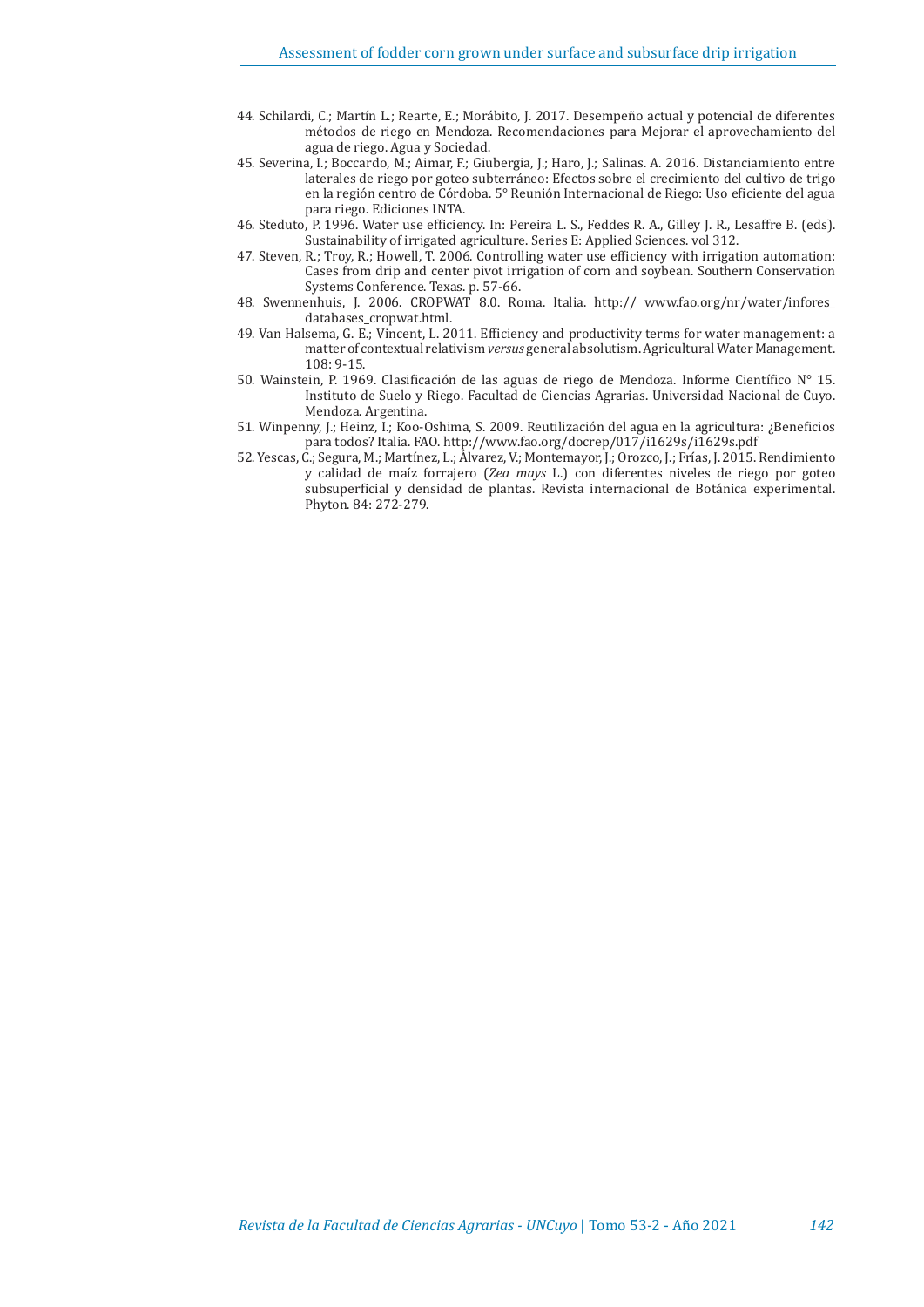44. Schilardi, C.; Martín L.; Rearte, E.; Morábito, J. 2017. Desempeño actual y potencial de diferentes métodos de riego en Mendoza. Recomendaciones para Mejorar el aprovechamiento del agua de riego. Agua y Sociedad.
45. Severina, I.; Boccardo, M.; Aimar, F.; Giubergia, J.; Haro, J.; Salinas. A. 2016. Distanciamiento entre laterales de riego por goteo subterráneo: Efectos sobre el crecimiento del cultivo de trigo en la región centro de Córdoba. 5° Reunión Internacional de Riego: Uso eficiente del agua para riego. Ediciones INTA.
46. Steduto, P. 1996. Water use efficiency. In: Pereira L. S., Feddes R. A., Gilley J. R., Lesaffre B. (eds). Sustainability of irrigated agriculture. Series E: Applied Sciences. vol 312.
47. Steven, R.; Troy, R.; Howell, T. 2006. Controlling water use efficiency with irrigation automation: Cases from drip and center pivot irrigation of corn and soybean. Southern Conservation Systems Conference. Texas. p. 57-66.
48. Swennenhuis, J. 2006. CROPWAT 8.0. Roma. Italia. http:// www.fao.org/nr/water/infores_databases_cropwat.html.
49. Van Halsema, G. E.; Vincent, L. 2011. Efficiency and productivity terms for water management: a matter of contextual relativism *versus* general absolutism. Agricultural Water Management. 108: 9-15.
50. Wainstein, P. 1969. Clasificación de las aguas de riego de Mendoza. Informe Científico N° 15. Instituto de Suelo y Riego. Facultad de Ciencias Agrarias. Universidad Nacional de Cuyo. Mendoza. Argentina.
51. Winpenny, J.; Heinz, I.; Koo-Oshima, S. 2009. Reutilización del agua en la agricultura: ¿Beneficios para todos? Italia. FAO. http://www.fao.org/docrep/017/i1629s/i1629s.pdf
52. Yescas, C.; Segura, M.; Martínez, L.; Álvarez, V.; Montemayor, J.; Orozco, J.; Frías, J. 2015. Rendimiento y calidad de maíz forrajero (*Zea mays* L.) con diferentes niveles de riego por goteo subsuperficial y densidad de plantas. Revista internacional de Botánica experimental. Phyton. 84: 272-279.